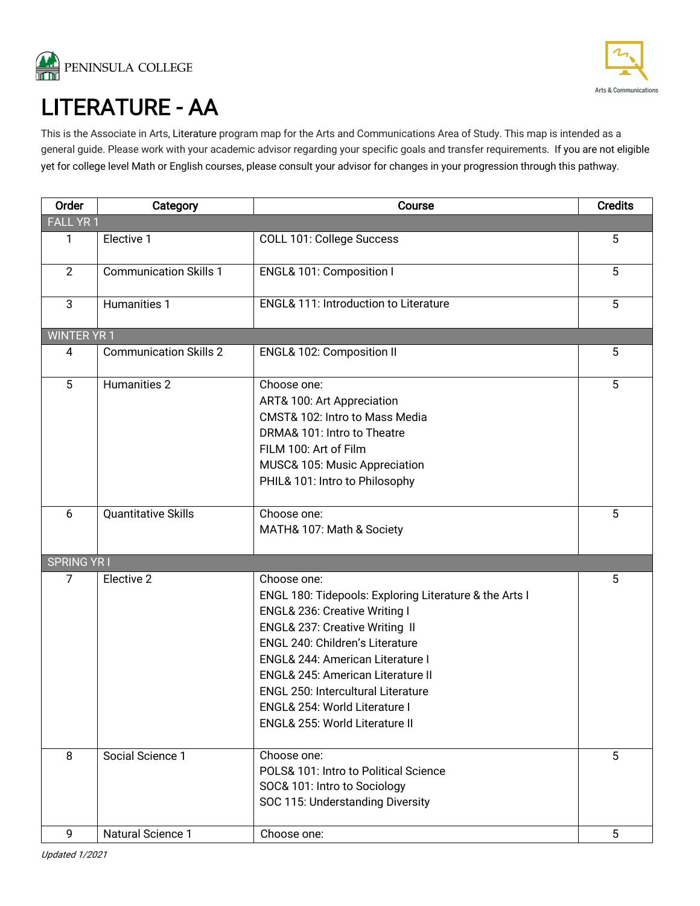PENINSULA COLLEGE

Arts & Communications

# LITERATURE - AA

This is the Associate in Arts, Literature program map for the Arts and Communications Area of Study. This map is intended as a general guide. Please work with your academic advisor regarding your specific goals and transfer requirements. If you are not eligible yet for college level Math or English courses, please consult your advisor for changes in your progression through this pathway.

| Order | Category | Course | Credits |
|---|---|---|---|
| FALL YR 1 | | | |
| 1 | Elective 1 | COLL 101: College Success | 5 |
| 2 | Communication Skills 1 | ENGL& 101: Composition I | 5 |
| 3 | Humanities 1 | ENGL& 111: Introduction to Literature | 5 |
| WINTER YR 1 | | | |
| 4 | Communication Skills 2 | ENGL& 102: Composition II | 5 |
| 5 | Humanities 2 | Choose one:<br>ART& 100: Art Appreciation<br>CMST& 102: Intro to Mass Media<br>DRMA& 101: Intro to Theatre<br>FILM 100: Art of Film<br>MUSC& 105: Music Appreciation<br>PHIL& 101: Intro to Philosophy | 5 |
| 6 | Quantitative Skills | Choose one:<br>MATH& 107: Math & Society | 5 |
| SPRING YR I | | | |
| 7 | Elective 2 | Choose one:<br>ENGL 180: Tidepools: Exploring Literature & the Arts I<br>ENGL& 236: Creative Writing I<br>ENGL& 237: Creative Writing II<br>ENGL 240: Children's Literature<br>ENGL& 244: American Literature I<br>ENGL& 245: American Literature II<br>ENGL 250: Intercultural Literature<br>ENGL& 254: World Literature I<br>ENGL& 255: World Literature II | 5 |
| 8 | Social Science 1 | Choose one:<br>POLS& 101: Intro to Political Science<br>SOC& 101: Intro to Sociology<br>SOC 115: Understanding Diversity | 5 |
| 9 | Natural Science 1 | Choose one: | 5 |

*Updated 1/2021*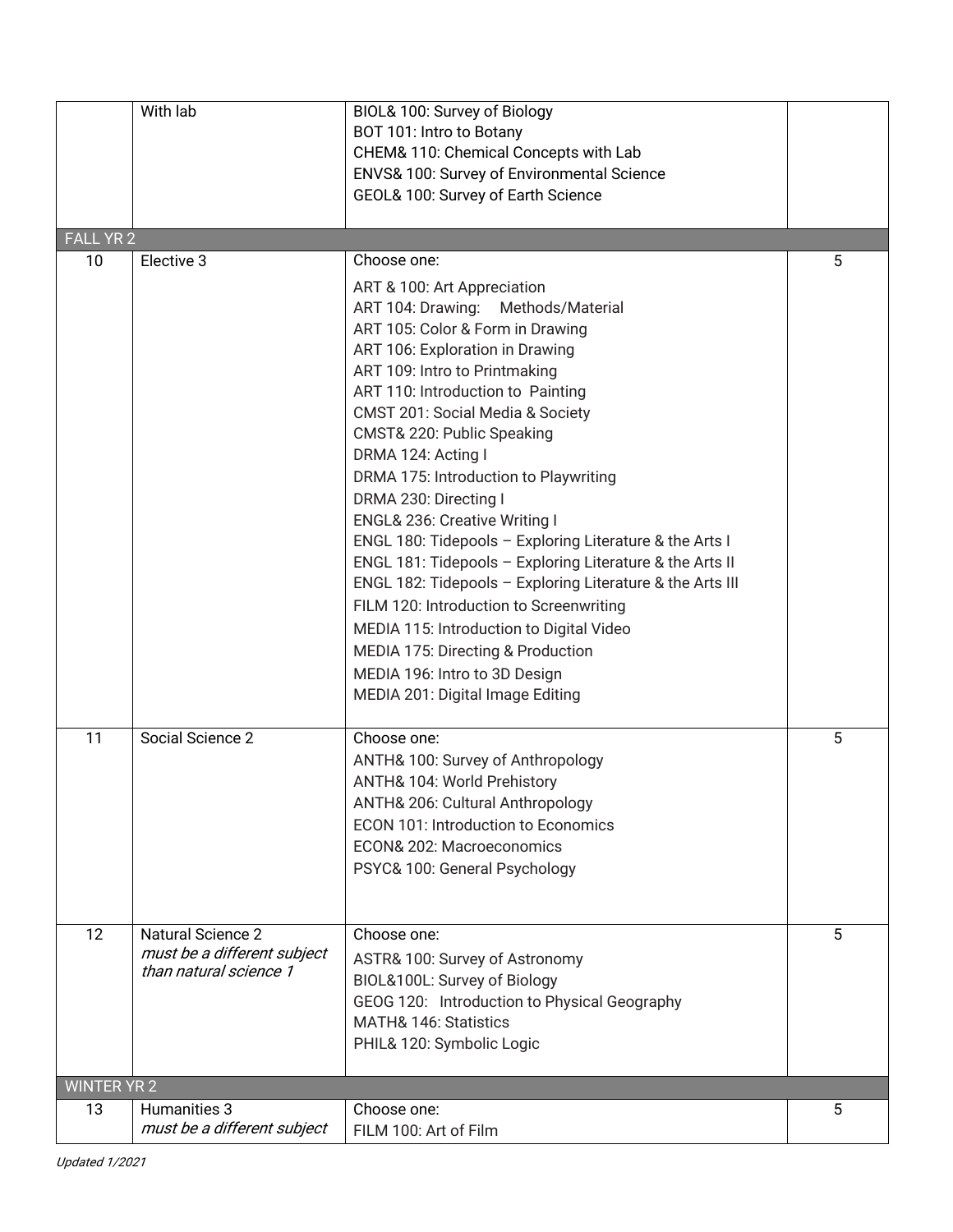| | | | |
|---|---|---|---|
| | With lab | BIOL& 100: Survey of Biology<br>BOT 101: Intro to Botany<br>CHEM& 110: Chemical Concepts with Lab<br>ENVS& 100: Survey of Environmental Science<br>GEOL& 100: Survey of Earth Science | |
| FALL YR 2 | | | |
| 10 | Elective 3 | Choose one:<br>ART & 100: Art Appreciation<br>ART 104: Drawing: Methods/Material<br>ART 105: Color & Form in Drawing<br>ART 106: Exploration in Drawing<br>ART 109: Intro to Printmaking<br>ART 110: Introduction to Painting<br>CMST 201: Social Media & Society<br>CMST& 220: Public Speaking<br>DRMA 124: Acting I<br>DRMA 175: Introduction to Playwriting<br>DRMA 230: Directing I<br>ENGL& 236: Creative Writing I<br>ENGL 180: Tidepools – Exploring Literature & the Arts I<br>ENGL 181: Tidepools – Exploring Literature & the Arts II<br>ENGL 182: Tidepools – Exploring Literature & the Arts III<br>FILM 120: Introduction to Screenwriting<br>MEDIA 115: Introduction to Digital Video<br>MEDIA 175: Directing & Production<br>MEDIA 196: Intro to 3D Design<br>MEDIA 201: Digital Image Editing | 5 |
| 11 | Social Science 2 | Choose one:<br>ANTH& 100: Survey of Anthropology<br>ANTH& 104: World Prehistory<br>ANTH& 206: Cultural Anthropology<br>ECON 101: Introduction to Economics<br>ECON& 202: Macroeconomics<br>PSYC& 100: General Psychology | 5 |
| 12 | Natural Science 2<br>*must be a different subject than natural science 1* | Choose one:<br>ASTR& 100: Survey of Astronomy<br>BIOL&100L: Survey of Biology<br>GEOG 120: Introduction to Physical Geography<br>MATH& 146: Statistics<br>PHIL& 120: Symbolic Logic | 5 |
| WINTER YR 2 | | | |
| 13 | Humanities 3<br>*must be a different subject* | Choose one:<br>FILM 100: Art of Film | 5 |

*Updated 1/2021*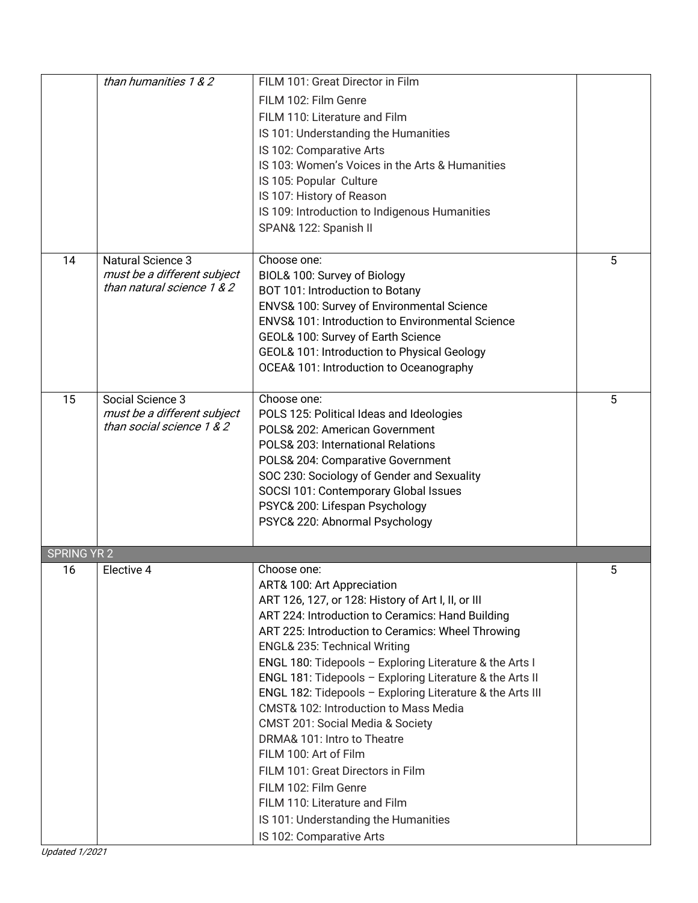| | | | |
|---|---|---|---|
| | *than humanities 1 & 2* | FILM 101: Great Director in Film<br>FILM 102: Film Genre<br>FILM 110: Literature and Film<br>IS 101: Understanding the Humanities<br>IS 102: Comparative Arts<br>IS 103: Women's Voices in the Arts & Humanities<br>IS 105: Popular Culture<br>IS 107: History of Reason<br>IS 109: Introduction to Indigenous Humanities<br>SPAN& 122: Spanish II | |
| 14 | Natural Science 3<br>*must be a different subject than natural science 1 & 2* | Choose one:<br>BIOL& 100: Survey of Biology<br>BOT 101: Introduction to Botany<br>ENVS& 100: Survey of Environmental Science<br>ENVS& 101: Introduction to Environmental Science<br>GEOL& 100: Survey of Earth Science<br>GEOL& 101: Introduction to Physical Geology<br>OCEA& 101: Introduction to Oceanography | 5 |
| 15 | Social Science 3<br>*must be a different subject than social science 1 & 2* | Choose one:<br>POLS 125: Political Ideas and Ideologies<br>POLS& 202: American Government<br>POLS& 203: International Relations<br>POLS& 204: Comparative Government<br>SOC 230: Sociology of Gender and Sexuality<br>SOCSI 101: Contemporary Global Issues<br>PSYC& 200: Lifespan Psychology<br>PSYC& 220: Abnormal Psychology | 5 |
| **SPRING YR 2** | | | |
| 16 | Elective 4 | Choose one:<br>ART& 100: Art Appreciation<br>ART 126, 127, or 128: History of Art I, II, or III<br>ART 224: Introduction to Ceramics: Hand Building<br>ART 225: Introduction to Ceramics: Wheel Throwing<br>ENGL& 235: Technical Writing<br>ENGL 180: Tidepools – Exploring Literature & the Arts I<br>ENGL 181: Tidepools – Exploring Literature & the Arts II<br>ENGL 182: Tidepools – Exploring Literature & the Arts III<br>CMST& 102: Introduction to Mass Media<br>CMST 201: Social Media & Society<br>DRMA& 101: Intro to Theatre<br>FILM 100: Art of Film<br>FILM 101: Great Directors in Film<br>FILM 102: Film Genre<br>FILM 110: Literature and Film<br>IS 101: Understanding the Humanities<br>IS 102: Comparative Arts | 5 |

*Updated 1/2021*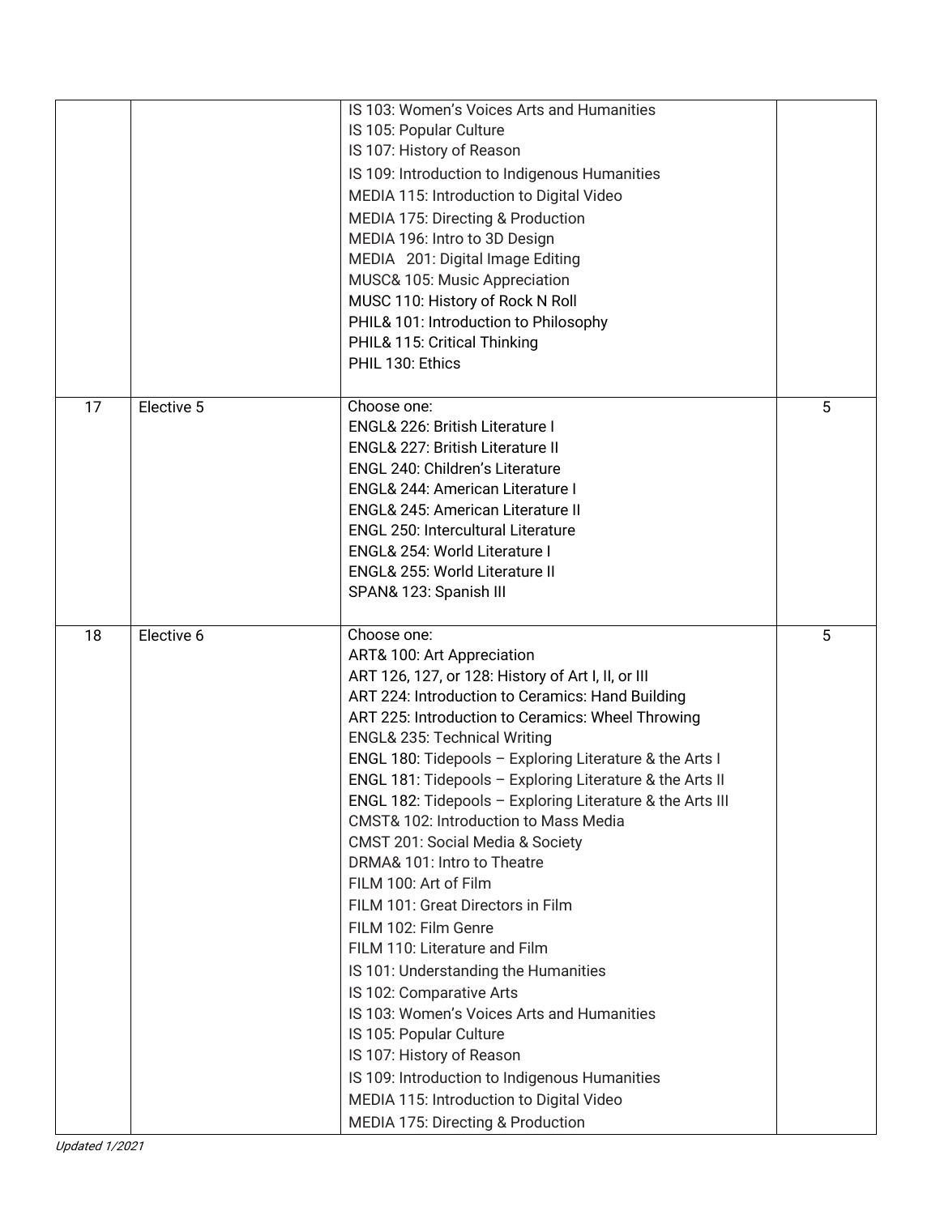| | | | |
|---|---|---|---|
| | | IS 103: Women's Voices Arts and Humanities<br>IS 105: Popular Culture<br>IS 107: History of Reason<br>IS 109: Introduction to Indigenous Humanities<br>MEDIA 115: Introduction to Digital Video<br>MEDIA 175: Directing & Production<br>MEDIA 196: Intro to 3D Design<br>MEDIA 201: Digital Image Editing<br>MUSC& 105: Music Appreciation<br>MUSC 110: History of Rock N Roll<br>PHIL& 101: Introduction to Philosophy<br>PHIL& 115: Critical Thinking<br>PHIL 130: Ethics | |
| 17 | Elective 5 | Choose one:<br>ENGL& 226: British Literature I<br>ENGL& 227: British Literature II<br>ENGL 240: Children's Literature<br>ENGL& 244: American Literature I<br>ENGL& 245: American Literature II<br>ENGL 250: Intercultural Literature<br>ENGL& 254: World Literature I<br>ENGL& 255: World Literature II<br>SPAN& 123: Spanish III | 5 |
| 18 | Elective 6 | Choose one:<br>ART& 100: Art Appreciation<br>ART 126, 127, or 128: History of Art I, II, or III<br>ART 224: Introduction to Ceramics: Hand Building<br>ART 225: Introduction to Ceramics: Wheel Throwing<br>ENGL& 235: Technical Writing<br>ENGL 180: Tidepools – Exploring Literature & the Arts I<br>ENGL 181: Tidepools – Exploring Literature & the Arts II<br>ENGL 182: Tidepools – Exploring Literature & the Arts III<br>CMST& 102: Introduction to Mass Media<br>CMST 201: Social Media & Society<br>DRMA& 101: Intro to Theatre<br>FILM 100: Art of Film<br>FILM 101: Great Directors in Film<br>FILM 102: Film Genre<br>FILM 110: Literature and Film<br>IS 101: Understanding the Humanities<br>IS 102: Comparative Arts<br>IS 103: Women's Voices Arts and Humanities<br>IS 105: Popular Culture<br>IS 107: History of Reason<br>IS 109: Introduction to Indigenous Humanities<br>MEDIA 115: Introduction to Digital Video<br>MEDIA 175: Directing & Production | 5 |

*Updated 1/2021*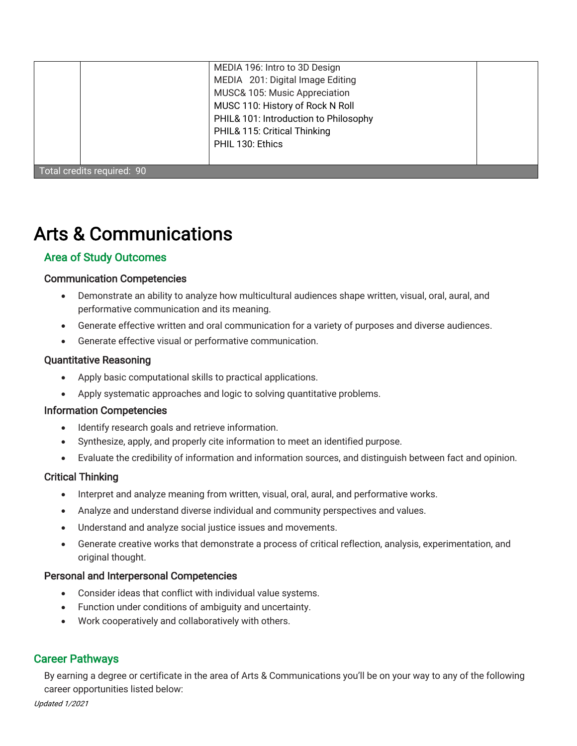| | | | |
|---|---|---|---|
| | | MEDIA 196: Intro to 3D Design<br>MEDIA  201: Digital Image Editing<br>MUSC& 105: Music Appreciation<br>MUSC 110: History of Rock N Roll<br>PHIL& 101: Introduction to Philosophy<br>PHIL& 115: Critical Thinking<br>PHIL 130: Ethics | |
| Total credits required:  90 | | | |

# Arts & Communications

## Area of Study Outcomes

### Communication Competencies

- Demonstrate an ability to analyze how multicultural audiences shape written, visual, oral, aural, and performative communication and its meaning.
- Generate effective written and oral communication for a variety of purposes and diverse audiences.
- Generate effective visual or performative communication.

### Quantitative Reasoning

- Apply basic computational skills to practical applications.
- Apply systematic approaches and logic to solving quantitative problems.

### Information Competencies

- Identify research goals and retrieve information.
- Synthesize, apply, and properly cite information to meet an identified purpose.
- Evaluate the credibility of information and information sources, and distinguish between fact and opinion.

### Critical Thinking

- Interpret and analyze meaning from written, visual, oral, aural, and performative works.
- Analyze and understand diverse individual and community perspectives and values.
- Understand and analyze social justice issues and movements.
- Generate creative works that demonstrate a process of critical reflection, analysis, experimentation, and original thought.

### Personal and Interpersonal Competencies

- Consider ideas that conflict with individual value systems.
- Function under conditions of ambiguity and uncertainty.
- Work cooperatively and collaboratively with others.

## Career Pathways

By earning a degree or certificate in the area of Arts & Communications you'll be on your way to any of the following career opportunities listed below: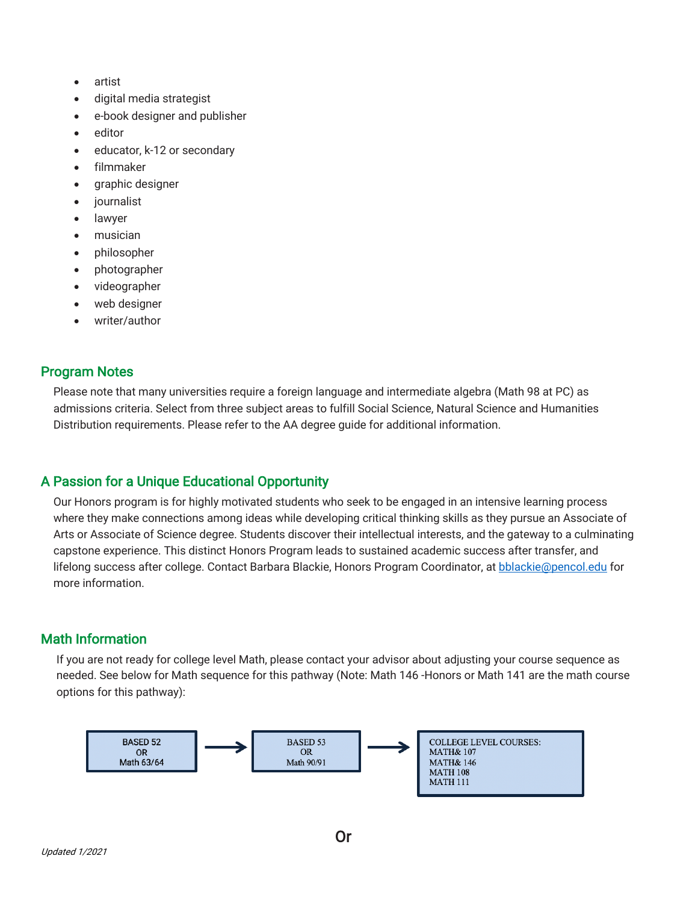- artist
- digital media strategist
- e-book designer and publisher
- editor
- educator, k-12 or secondary
- filmmaker
- graphic designer
- journalist
- lawyer
- musician
- philosopher
- photographer
- videographer
- web designer
- writer/author

## Program Notes

Please note that many universities require a foreign language and intermediate algebra (Math 98 at PC) as admissions criteria. Select from three subject areas to fulfill Social Science, Natural Science and Humanities Distribution requirements. Please refer to the AA degree guide for additional information.

## A Passion for a Unique Educational Opportunity

Our Honors program is for highly motivated students who seek to be engaged in an intensive learning process where they make connections among ideas while developing critical thinking skills as they pursue an Associate of Arts or Associate of Science degree. Students discover their intellectual interests, and the gateway to a culminating capstone experience. This distinct Honors Program leads to sustained academic success after transfer, and lifelong success after college. Contact Barbara Blackie, Honors Program Coordinator, at bblackie@pencol.edu for more information.

## Math Information

If you are not ready for college level Math, please contact your advisor about adjusting your course sequence as needed. See below for Math sequence for this pathway (Note: Math 146 -Honors or Math 141 are the math course options for this pathway):

BASED 52 OR Math 63/64 → BASED 53 OR Math 90/91 → COLLEGE LEVEL COURSES: MATH& 107, MATH& 146, MATH 108, MATH 111

Or

*Updated 1/2021*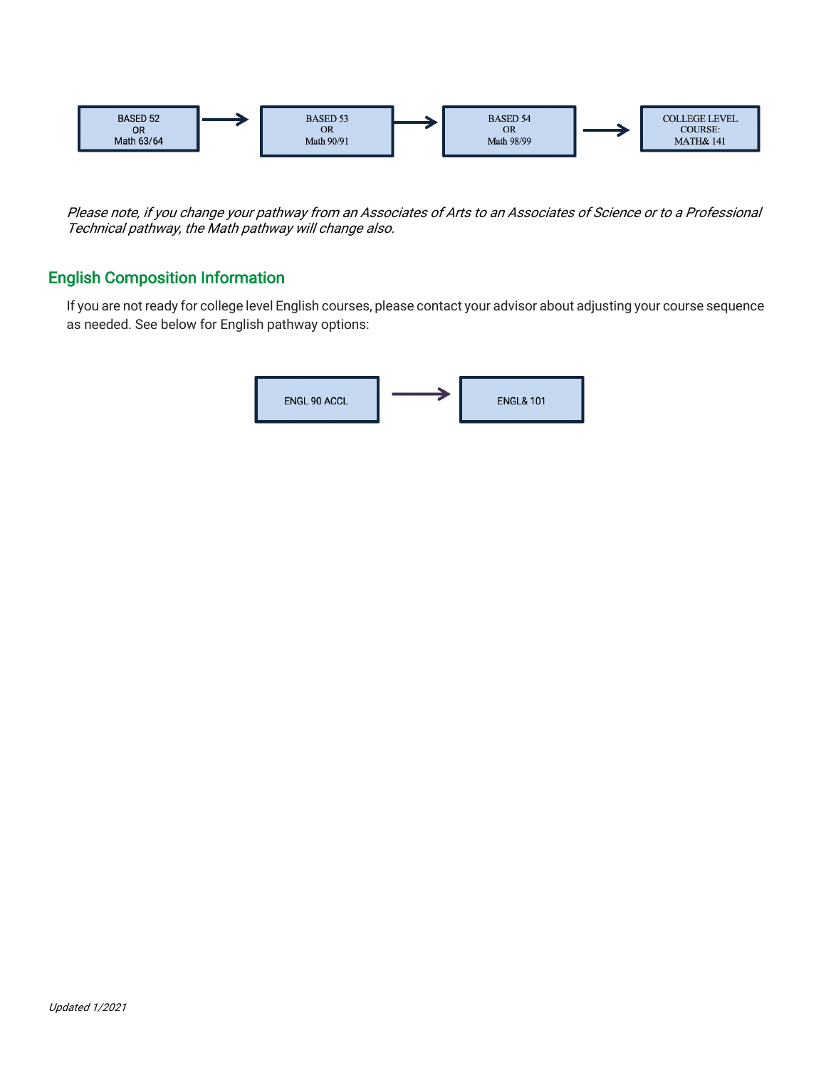BASED 52
OR
Math 63/64

BASED 53
OR
Math 90/91

BASED 54
OR
Math 98/99

COLLEGE LEVEL
COURSE:
MATH& 141

*Please note, if you change your pathway from an Associates of Arts to an Associates of Science or to a Professional Technical pathway, the Math pathway will change also.*

## English Composition Information

If you are not ready for college level English courses, please contact your advisor about adjusting your course sequence as needed. See below for English pathway options:

ENGL 90 ACCL

ENGL& 101

*Updated 1/2021*